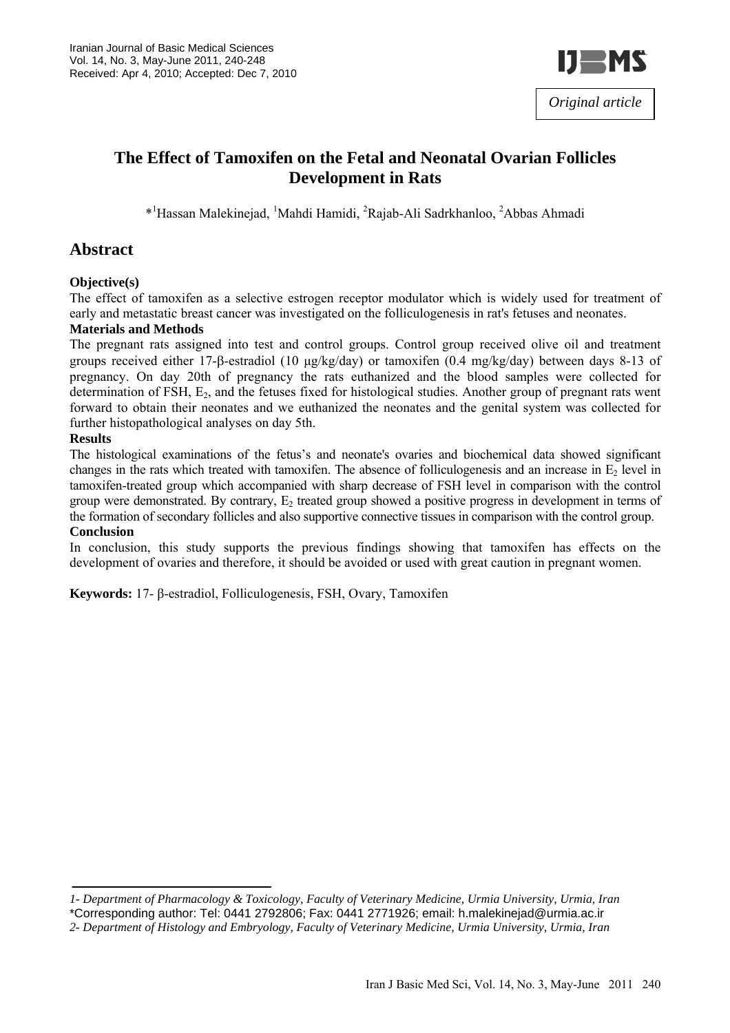*Original article*

# The Effect of Tamoxifen on the Fetal and Neonatal Ovarian Follicles Development in Rats

*[1]Hassan Malekinejad, [1]Mahdi Hamidi, [2]Rajab-Ali Sadrkhanloo, [2]Abbas Ahmadi

## Abstract

**Objective(s)**

The effect of tamoxifen as a selective estrogen receptor modulator which is widely used for treatment of early and metastatic breast cancer was investigated on the folliculogenesis in rat's fetuses and neonates.

**Materials and Methods**

The pregnant rats assigned into test and control groups. Control group received olive oil and treatment groups received either 17-β-estradiol (10 μg/kg/day) or tamoxifen (0.4 mg/kg/day) between days 8-13 of pregnancy. On day 20th of pregnancy the rats euthanized and the blood samples were collected for determination of FSH, $E_2$, and the fetuses fixed for histological studies. Another group of pregnant rats went forward to obtain their neonates and we euthanized the neonates and the genital system was collected for further histopathological analyses on day 5th.

**Results**

The histological examinations of the fetus's and neonate's ovaries and biochemical data showed significant changes in the rats which treated with tamoxifen. The absence of folliculogenesis and an increase in $E_2$ level in tamoxifen-treated group which accompanied with sharp decrease of FSH level in comparison with the control group were demonstrated. By contrary, $E_2$ treated group showed a positive progress in development in terms of the formation of secondary follicles and also supportive connective tissues in comparison with the control group.

**Conclusion**

In conclusion, this study supports the previous findings showing that tamoxifen has effects on the development of ovaries and therefore, it should be avoided or used with great caution in pregnant women.

**Keywords:** 17- β-estradiol, Folliculogenesis, FSH, Ovary, Tamoxifen

*1- Department of Pharmacology & Toxicology, Faculty of Veterinary Medicine, Urmia University, Urmia, Iran*

*Corresponding author: Tel: 0441 2792806; Fax: 0441 2771926; email: h.malekinejad@urmia.ac.ir

*2- Department of Histology and Embryology, Faculty of Veterinary Medicine, Urmia University, Urmia, Iran*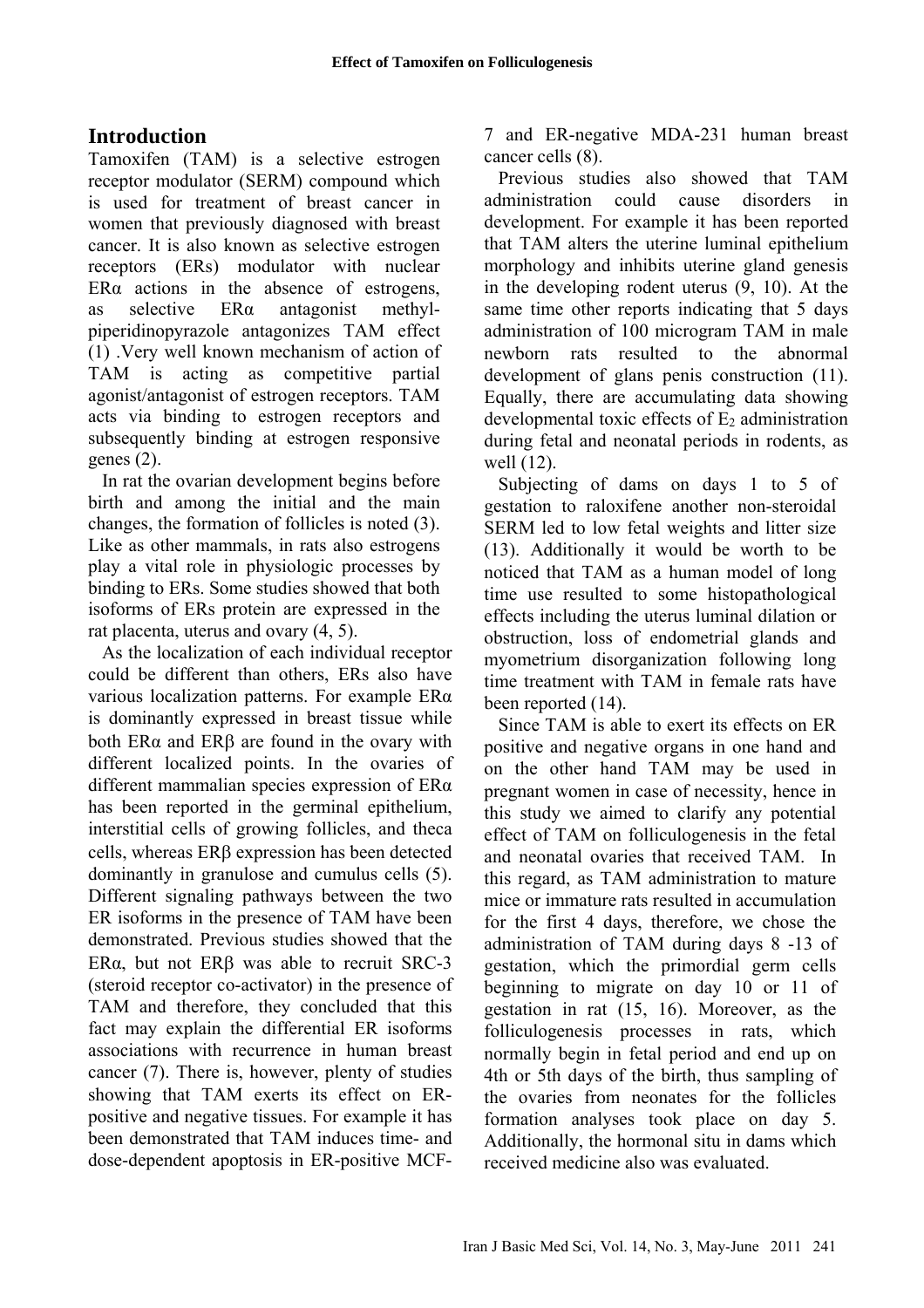## Introduction

Tamoxifen (TAM) is a selective estrogen receptor modulator (SERM) compound which is used for treatment of breast cancer in women that previously diagnosed with breast cancer. It is also known as selective estrogen receptors (ERs) modulator with nuclear ERα actions in the absence of estrogens, as selective ERα antagonist methyl-piperidinopyrazole antagonizes TAM effect (1) .Very well known mechanism of action of TAM is acting as competitive partial agonist/antagonist of estrogen receptors. TAM acts via binding to estrogen receptors and subsequently binding at estrogen responsive genes (2).

In rat the ovarian development begins before birth and among the initial and the main changes, the formation of follicles is noted (3). Like as other mammals, in rats also estrogens play a vital role in physiologic processes by binding to ERs. Some studies showed that both isoforms of ERs protein are expressed in the rat placenta, uterus and ovary (4, 5).

As the localization of each individual receptor could be different than others, ERs also have various localization patterns. For example ERα is dominantly expressed in breast tissue while both ERα and ERβ are found in the ovary with different localized points. In the ovaries of different mammalian species expression of ERα has been reported in the germinal epithelium, interstitial cells of growing follicles, and theca cells, whereas ERβ expression has been detected dominantly in granulose and cumulus cells (5). Different signaling pathways between the two ER isoforms in the presence of TAM have been demonstrated. Previous studies showed that the ERα, but not ERβ was able to recruit SRC-3 (steroid receptor co-activator) in the presence of TAM and therefore, they concluded that this fact may explain the differential ER isoforms associations with recurrence in human breast cancer (7). There is, however, plenty of studies showing that TAM exerts its effect on ER-positive and negative tissues. For example it has been demonstrated that TAM induces time- and dose-dependent apoptosis in ER-positive MCF-7 and ER-negative MDA-231 human breast cancer cells (8).

Previous studies also showed that TAM administration could cause disorders in development. For example it has been reported that TAM alters the uterine luminal epithelium morphology and inhibits uterine gland genesis in the developing rodent uterus (9, 10). At the same time other reports indicating that 5 days administration of 100 microgram TAM in male newborn rats resulted to the abnormal development of glans penis construction (11). Equally, there are accumulating data showing developmental toxic effects of $E_2$ administration during fetal and neonatal periods in rodents, as well (12).

Subjecting of dams on days 1 to 5 of gestation to raloxifene another non-steroidal SERM led to low fetal weights and litter size (13). Additionally it would be worth to be noticed that TAM as a human model of long time use resulted to some histopathological effects including the uterus luminal dilation or obstruction, loss of endometrial glands and myometrium disorganization following long time treatment with TAM in female rats have been reported (14).

Since TAM is able to exert its effects on ER positive and negative organs in one hand and on the other hand TAM may be used in pregnant women in case of necessity, hence in this study we aimed to clarify any potential effect of TAM on folliculogenesis in the fetal and neonatal ovaries that received TAM. In this regard, as TAM administration to mature mice or immature rats resulted in accumulation for the first 4 days, therefore, we chose the administration of TAM during days 8 -13 of gestation, which the primordial germ cells beginning to migrate on day 10 or 11 of gestation in rat (15, 16). Moreover, as the folliculogenesis processes in rats, which normally begin in fetal period and end up on 4th or 5th days of the birth, thus sampling of the ovaries from neonates for the follicles formation analyses took place on day 5. Additionally, the hormonal situ in dams which received medicine also was evaluated.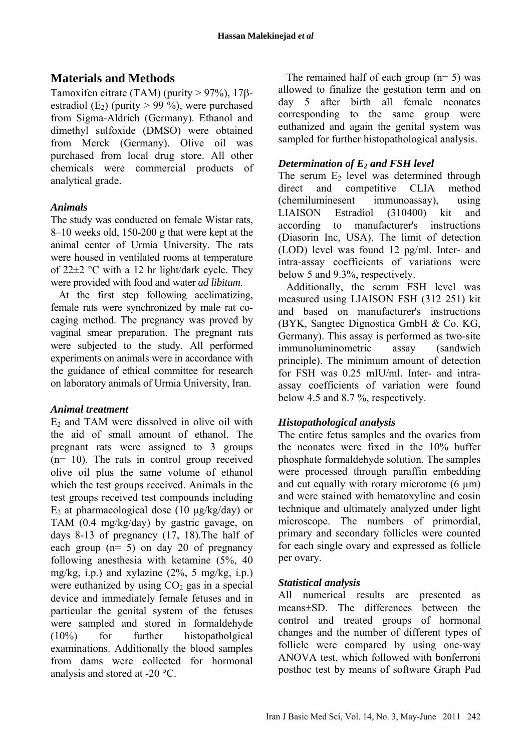## Materials and Methods

Tamoxifen citrate (TAM) (purity > 97%), 17β-estradiol ($E_2$) (purity > 99 %), were purchased from Sigma-Aldrich (Germany). Ethanol and dimethyl sulfoxide (DMSO) were obtained from Merck (Germany). Olive oil was purchased from local drug store. All other chemicals were commercial products of analytical grade.

### *Animals*

The study was conducted on female Wistar rats, 8–10 weeks old, 150-200 g that were kept at the animal center of Urmia University. The rats were housed in ventilated rooms at temperature of 22±2 °C with a 12 hr light/dark cycle. They were provided with food and water *ad libitum*.

At the first step following acclimatizing, female rats were synchronized by male rat co-caging method. The pregnancy was proved by vaginal smear preparation. The pregnant rats were subjected to the study. All performed experiments on animals were in accordance with the guidance of ethical committee for research on laboratory animals of Urmia University, Iran.

### *Animal treatment*

$E_2$ and TAM were dissolved in olive oil with the aid of small amount of ethanol. The pregnant rats were assigned to 3 groups (n= 10). The rats in control group received olive oil plus the same volume of ethanol which the test groups received. Animals in the test groups received test compounds including $E_2$ at pharmacological dose (10 µg/kg/day) or TAM (0.4 mg/kg/day) by gastric gavage, on days 8-13 of pregnancy (17, 18).The half of each group (n= 5) on day 20 of pregnancy following anesthesia with ketamine (5%, 40 mg/kg, i.p.) and xylazine (2%, 5 mg/kg, i.p.) were euthanized by using $CO_2$ gas in a special device and immediately female fetuses and in particular the genital system of the fetuses were sampled and stored in formaldehyde (10%) for further histopatholgical examinations. Additionally the blood samples from dams were collected for hormonal analysis and stored at -20 °C.

The remained half of each group (n= 5) was allowed to finalize the gestation term and on day 5 after birth all female neonates corresponding to the same group were euthanized and again the genital system was sampled for further histopathological analysis.

### *Determination of $E_2$ and FSH level*

The serum $E_2$ level was determined through direct and competitive CLIA method (chemiluminesent immunoassay), using LIAISON Estradiol (310400) kit and according to manufacturer's instructions (Diasorin Inc, USA). The limit of detection (LOD) level was found 12 pg/ml. Inter- and intra-assay coefficients of variations were below 5 and 9.3%, respectively.

Additionally, the serum FSH level was measured using LIAISON FSH (312 251) kit and based on manufacturer's instructions (BYK, Sangtec Dignostica GmbH & Co. KG, Germany). This assay is performed as two-site immunoluminometric assay (sandwich principle). The minimum amount of detection for FSH was 0.25 mIU/ml. Inter- and intra-assay coefficients of variation were found below 4.5 and 8.7 %, respectively.

### *Histopathological analysis*

The entire fetus samples and the ovaries from the neonates were fixed in the 10% buffer phosphate formaldehyde solution. The samples were processed through paraffin embedding and cut equally with rotary microtome (6 µm) and were stained with hematoxyline and eosin technique and ultimately analyzed under light microscope. The numbers of primordial, primary and secondary follicles were counted for each single ovary and expressed as follicle per ovary.

### *Statistical analysis*

All numerical results are presented as means±SD. The differences between the control and treated groups of hormonal changes and the number of different types of follicle were compared by using one-way ANOVA test, which followed with bonferroni posthoc test by means of software Graph Pad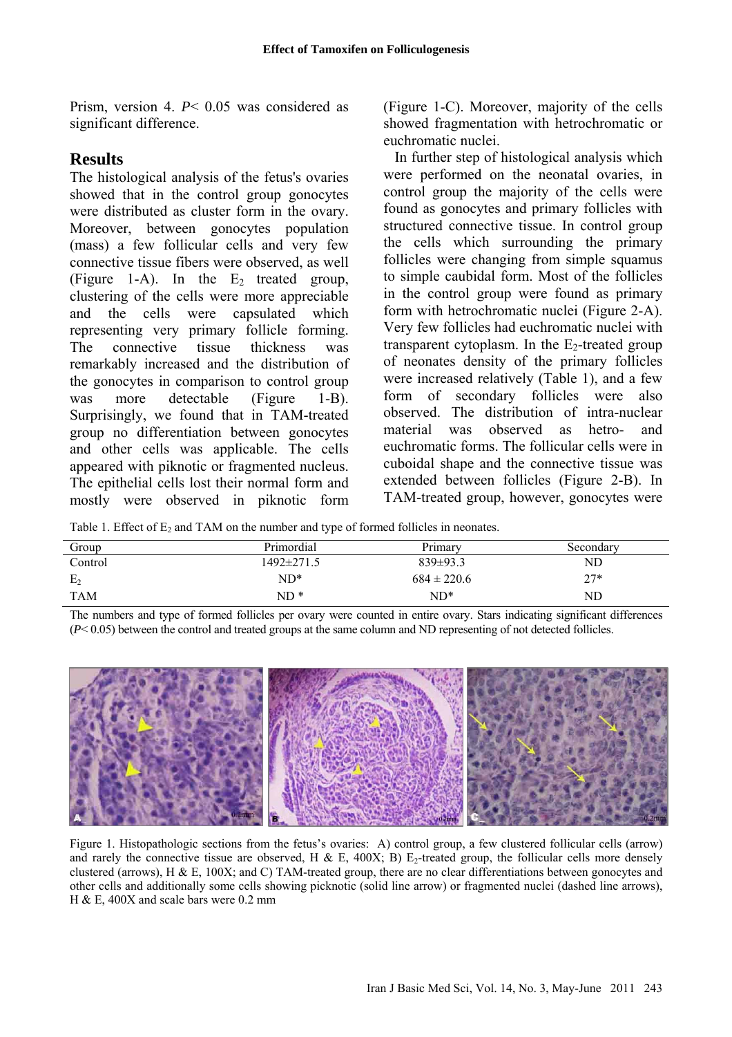Prism, version 4. $P < 0.05$ was considered as significant difference.

## Results

The histological analysis of the fetus's ovaries showed that in the control group gonocytes were distributed as cluster form in the ovary. Moreover, between gonocytes population (mass) a few follicular cells and very few connective tissue fibers were observed, as well (Figure 1-A). In the $E_2$ treated group, clustering of the cells were more appreciable and the cells were capsulated which representing very primary follicle forming. The connective tissue thickness was remarkably increased and the distribution of the gonocytes in comparison to control group was more detectable (Figure 1-B). Surprisingly, we found that in TAM-treated group no differentiation between gonocytes and other cells was applicable. The cells appeared with piknotic or fragmented nucleus. The epithelial cells lost their normal form and mostly were observed in piknotic form (Figure 1-C). Moreover, majority of the cells showed fragmentation with hetrochromatic or euchromatic nuclei.

In further step of histological analysis which were performed on the neonatal ovaries, in control group the majority of the cells were found as gonocytes and primary follicles with structured connective tissue. In control group the cells which surrounding the primary follicles were changing from simple squamus to simple caubidal form. Most of the follicles in the control group were found as primary form with hetrochromatic nuclei (Figure 2-A). Very few follicles had euchromatic nuclei with transparent cytoplasm. In the $E_2$-treated group of neonates density of the primary follicles were increased relatively (Table 1), and a few form of secondary follicles were also observed. The distribution of intra-nuclear material was observed as hetro- and euchromatic forms. The follicular cells were in cuboidal shape and the connective tissue was extended between follicles (Figure 2-B). In TAM-treated group, however, gonocytes were

Table 1. Effect of $E_2$ and TAM on the number and type of formed follicles in neonates.

| Group | Primordial | Primary | Secondary |
|---|---|---|---|
| Control | 1492±271.5 | 839±93.3 | ND |
| $E_2$ | ND* | 684 ± 220.6 | 27* |
| TAM | ND * | ND* | ND |

The numbers and type of formed follicles per ovary were counted in entire ovary. Stars indicating significant differences ($P < 0.05$) between the control and treated groups at the same column and ND representing of not detected follicles.

Figure 1. Histopathologic sections from the fetus's ovaries: A) control group, a few clustered follicular cells (arrow) and rarely the connective tissue are observed, H & E, 400X; B) $E_2$-treated group, the follicular cells more densely clustered (arrows), H & E, 100X; and C) TAM-treated group, there are no clear differentiations between gonocytes and other cells and additionally some cells showing picknotic (solid line arrow) or fragmented nuclei (dashed line arrows), H & E, 400X and scale bars were 0.2 mm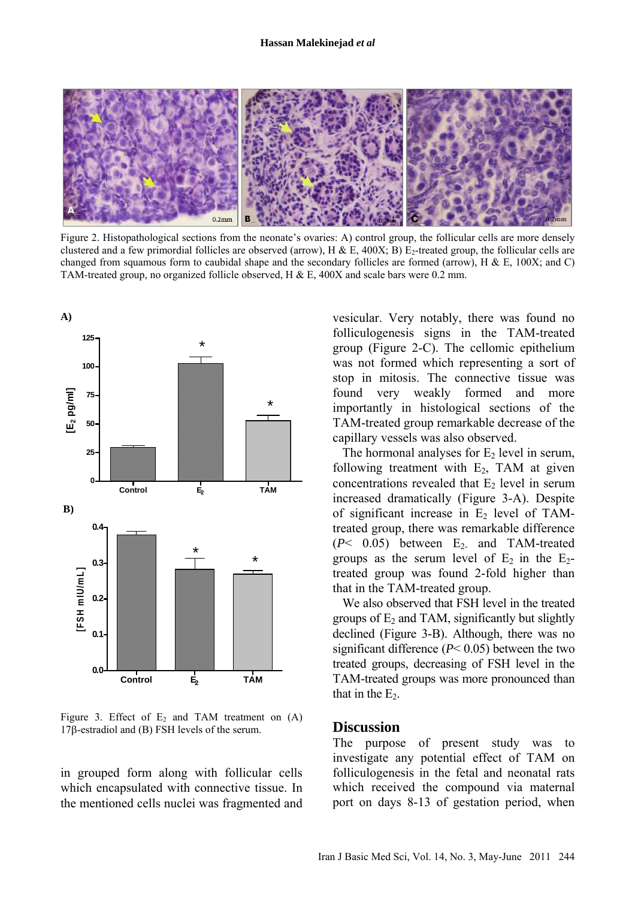Figure 2. Histopathological sections from the neonate's ovaries: A) control group, the follicular cells are more densely clustered and a few primordial follicles are observed (arrow), H & E, 400X; B) $E_2$-treated group, the follicular cells are changed from squamous form to caubidal shape and the secondary follicles are formed (arrow), H & E, 100X; and C) TAM-treated group, no organized follicle observed, H & E, 400X and scale bars were 0.2 mm.

A)

[E2 pg/ml]
125
100
75
50
25
0
*
*
Control
E2
TAM

B)

[FSH mIU/mL]
0.4
0.3
0.2
0.1
0.0
*
*
Control
E2
TAM

Figure 3. Effect of $E_2$ and TAM treatment on (A) 17β-estradiol and (B) FSH levels of the serum.

in grouped form along with follicular cells which encapsulated with connective tissue. In the mentioned cells nuclei was fragmented and vesicular. Very notably, there was found no folliculogenesis signs in the TAM-treated group (Figure 2-C). The cellomic epithelium was not formed which representing a sort of stop in mitosis. The connective tissue was found very weakly formed and more importantly in histological sections of the TAM-treated group remarkable decrease of the capillary vessels was also observed.

The hormonal analyses for $E_2$ level in serum, following treatment with $E_2$, TAM at given concentrations revealed that $E_2$ level in serum increased dramatically (Figure 3-A). Despite of significant increase in $E_2$ level of TAM-treated group, there was remarkable difference ($P < 0.05$) between $E_2$- and TAM-treated groups as the serum level of $E_2$ in the $E_2$-treated group was found 2-fold higher than that in the TAM-treated group.

We also observed that FSH level in the treated groups of $E_2$ and TAM, significantly but slightly declined (Figure 3-B). Although, there was no significant difference ($P < 0.05$) between the two treated groups, decreasing of FSH level in the TAM-treated groups was more pronounced than that in the $E_2$.

## Discussion

The purpose of present study was to investigate any potential effect of TAM on folliculogenesis in the fetal and neonatal rats which received the compound via maternal port on days 8-13 of gestation period, when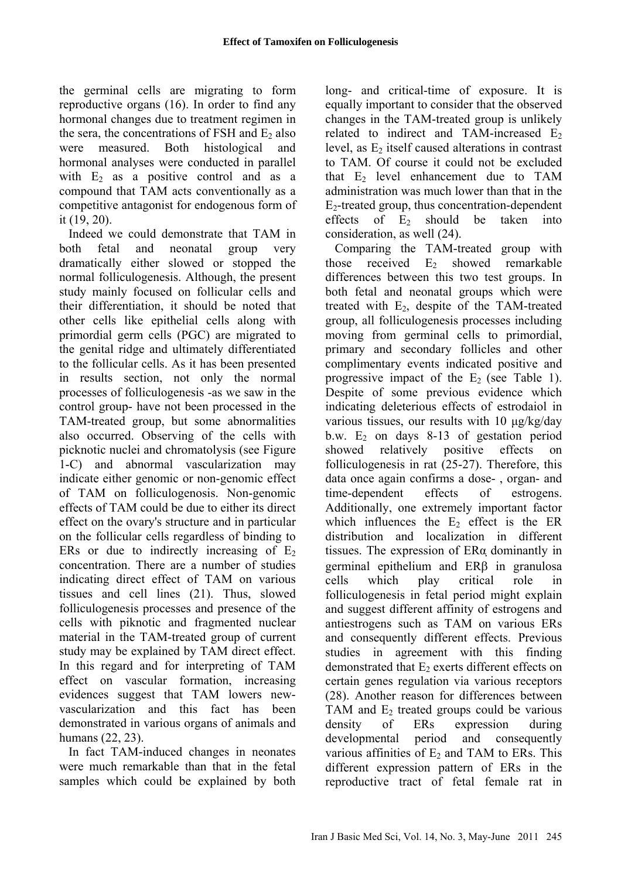the germinal cells are migrating to form reproductive organs (16). In order to find any hormonal changes due to treatment regimen in the sera, the concentrations of FSH and $E_2$ also were measured. Both histological and hormonal analyses were conducted in parallel with $E_2$ as a positive control and as a compound that TAM acts conventionally as a competitive antagonist for endogenous form of it (19, 20).

Indeed we could demonstrate that TAM in both fetal and neonatal group very dramatically either slowed or stopped the normal folliculogenesis. Although, the present study mainly focused on follicular cells and their differentiation, it should be noted that other cells like epithelial cells along with primordial germ cells (PGC) are migrated to the genital ridge and ultimately differentiated to the follicular cells. As it has been presented in results section, not only the normal processes of folliculogenesis -as we saw in the control group- have not been processed in the TAM-treated group, but some abnormalities also occurred. Observing of the cells with picknotic nuclei and chromatolysis (see Figure 1-C) and abnormal vascularization may indicate either genomic or non-genomic effect of TAM on folliculogenosis. Non-genomic effects of TAM could be due to either its direct effect on the ovary's structure and in particular on the follicular cells regardless of binding to ERs or due to indirectly increasing of $E_2$ concentration. There are a number of studies indicating direct effect of TAM on various tissues and cell lines (21). Thus, slowed folliculogenesis processes and presence of the cells with piknotic and fragmented nuclear material in the TAM-treated group of current study may be explained by TAM direct effect. In this regard and for interpreting of TAM effect on vascular formation, increasing evidences suggest that TAM lowers new-vascularization and this fact has been demonstrated in various organs of animals and humans (22, 23).

In fact TAM-induced changes in neonates were much remarkable than that in the fetal samples which could be explained by both long- and critical-time of exposure. It is equally important to consider that the observed changes in the TAM-treated group is unlikely related to indirect and TAM-increased $E_2$ level, as $E_2$ itself caused alterations in contrast to TAM. Of course it could not be excluded that $E_2$ level enhancement due to TAM administration was much lower than that in the $E_2$-treated group, thus concentration-dependent effects of $E_2$ should be taken into consideration, as well (24).

Comparing the TAM-treated group with those received $E_2$ showed remarkable differences between this two test groups. In both fetal and neonatal groups which were treated with $E_2$, despite of the TAM-treated group, all folliculogenesis processes including moving from germinal cells to primordial, primary and secondary follicles and other complimentary events indicated positive and progressive impact of the $E_2$ (see Table 1). Despite of some previous evidence which indicating deleterious effects of estrodaiol in various tissues, our results with 10 μg/kg/day b.w. $E_2$ on days 8-13 of gestation period showed relatively positive effects on folliculogenesis in rat (25-27). Therefore, this data once again confirms a dose- , organ- and time-dependent effects of estrogens. Additionally, one extremely important factor which influences the $E_2$ effect is the ER distribution and localization in different tissues. The expression of ERα dominantly in germinal epithelium and ERβ in granulosa cells which play critical role in folliculogenesis in fetal period might explain and suggest different affinity of estrogens and antiestrogens such as TAM on various ERs and consequently different effects. Previous studies in agreement with this finding demonstrated that $E_2$ exerts different effects on certain genes regulation via various receptors (28). Another reason for differences between TAM and $E_2$ treated groups could be various density of ERs expression during developmental period and consequently various affinities of $E_2$ and TAM to ERs. This different expression pattern of ERs in the reproductive tract of fetal female rat in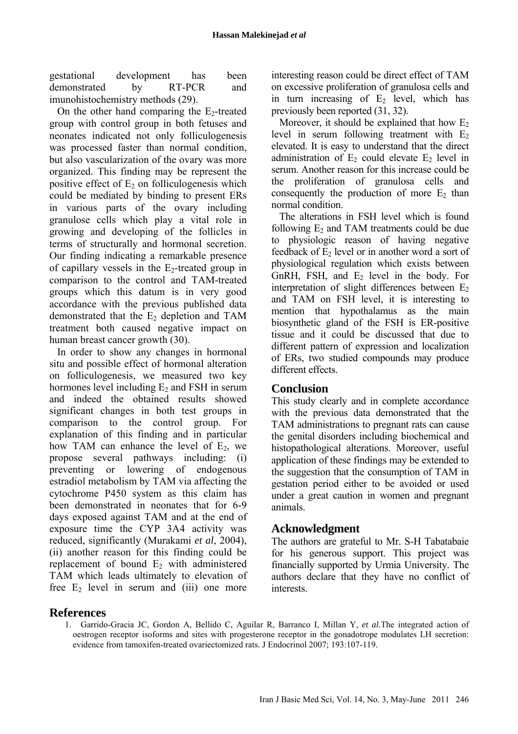gestational development has been demonstrated by RT-PCR and imunohistochemistry methods (29).

On the other hand comparing the $E_2$-treated group with control group in both fetuses and neonates indicated not only folliculogenesis was processed faster than normal condition, but also vascularization of the ovary was more organized. This finding may be represent the positive effect of $E_2$ on folliculogenesis which could be mediated by binding to present ERs in various parts of the ovary including granulose cells which play a vital role in growing and developing of the follicles in terms of structurally and hormonal secretion. Our finding indicating a remarkable presence of capillary vessels in the $E_2$-treated group in comparison to the control and TAM-treated groups which this datum is in very good accordance with the previous published data demonstrated that the $E_2$ depletion and TAM treatment both caused negative impact on human breast cancer growth (30).

In order to show any changes in hormonal situ and possible effect of hormonal alteration on folliculogenesis, we measured two key hormones level including $E_2$ and FSH in serum and indeed the obtained results showed significant changes in both test groups in comparison to the control group. For explanation of this finding and in particular how TAM can enhance the level of $E_2$, we propose several pathways including: (i) preventing or lowering of endogenous estradiol metabolism by TAM via affecting the cytochrome P450 system as this claim has been demonstrated in neonates that for 6-9 days exposed against TAM and at the end of exposure time the CYP 3A4 activity was reduced, significantly (Murakami *et al*, 2004), (ii) another reason for this finding could be replacement of bound $E_2$ with administered TAM which leads ultimately to elevation of free $E_2$ level in serum and (iii) one more interesting reason could be direct effect of TAM on excessive proliferation of granulosa cells and in turn increasing of $E_2$ level, which has previously been reported (31, 32).

Moreover, it should be explained that how $E_2$ level in serum following treatment with $E_2$ elevated. It is easy to understand that the direct administration of $E_2$ could elevate $E_2$ level in serum. Another reason for this increase could be the proliferation of granulosa cells and consequently the production of more $E_2$ than normal condition.

The alterations in FSH level which is found following $E_2$ and TAM treatments could be due to physiologic reason of having negative feedback of $E_2$ level or in another word a sort of physiological regulation which exists between GnRH, FSH, and $E_2$ level in the body. For interpretation of slight differences between $E_2$ and TAM on FSH level, it is interesting to mention that hypothalamus as the main biosynthetic gland of the FSH is ER-positive tissue and it could be discussed that due to different pattern of expression and localization of ERs, two studied compounds may produce different effects.

## Conclusion

This study clearly and in complete accordance with the previous data demonstrated that the TAM administrations to pregnant rats can cause the genital disorders including biochemical and histopathological alterations. Moreover, useful application of these findings may be extended to the suggestion that the consumption of TAM in gestation period either to be avoided or used under a great caution in women and pregnant animals.

## Acknowledgment

The authors are grateful to Mr. S-H Tabatabaie for his generous support. This project was financially supported by Urmia University. The authors declare that they have no conflict of interests.

## References

1. Garrido-Gracia JC, Gordon A, Bellido C, Aguilar R, Barranco I, Millan Y, *et al.*The integrated action of oestrogen receptor isoforms and sites with progesterone receptor in the gonadotrope modulates LH secretion: evidence from tamoxifen-treated ovariectomized rats. J Endocrinol 2007; 193:107-119.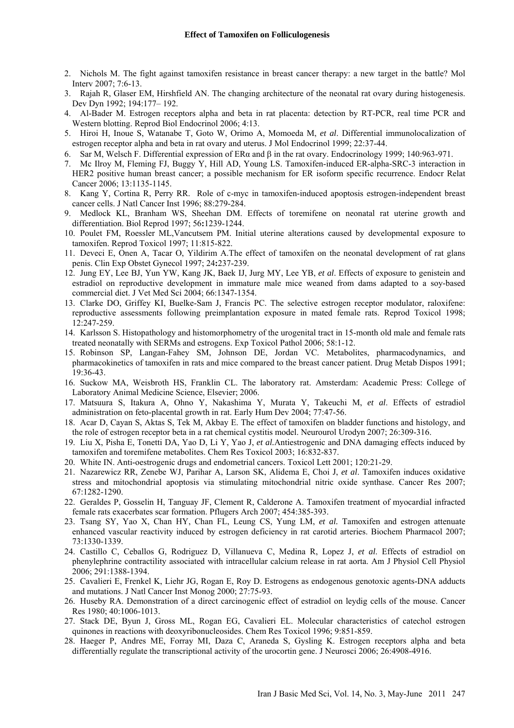2. Nichols M. The fight against tamoxifen resistance in breast cancer therapy: a new target in the battle? Mol Interv 2007; 7:6-13.
3. Rajah R, Glaser EM, Hirshfield AN. The changing architecture of the neonatal rat ovary during histogenesis. Dev Dyn 1992; 194:177– 192.
4. Al-Bader M. Estrogen receptors alpha and beta in rat placenta: detection by RT-PCR, real time PCR and Western blotting. Reprod Biol Endocrinol 2006; 4:13.
5. Hiroi H, Inoue S, Watanabe T, Goto W, Orimo A, Momoeda M, *et al*. Differential immunolocalization of estrogen receptor alpha and beta in rat ovary and uterus. J Mol Endocrinol 1999; 22:37-44.
6. Sar M, Welsch F. Differential expression of ERα and β in the rat ovary. Endocrinology 1999; 140:963-971.
7. Mc Ilroy M, Fleming FJ, Buggy Y, Hill AD, Young LS. Tamoxifen-induced ER-alpha-SRC-3 interaction in HER2 positive human breast cancer; a possible mechanism for ER isoform specific recurrence. Endocr Relat Cancer 2006; 13:1135-1145.
8. Kang Y, Cortina R, Perry RR. Role of c-myc in tamoxifen-induced apoptosis estrogen-independent breast cancer cells. J Natl Cancer Inst 1996; 88:279-284.
9. Medlock KL, Branham WS, Sheehan DM. Effects of toremifene on neonatal rat uterine growth and differentiation. Biol Reprod 1997; 56**:**1239-1244.
10. Poulet FM, Roessler ML,Vancutsem PM. Initial uterine alterations caused by developmental exposure to tamoxifen. Reprod Toxicol 1997; 11:815-822.
11. Deveci E, Onen A, Tacar O, Yildirim A.The effect of tamoxifen on the neonatal development of rat glans penis. Clin Exp Obstet Gynecol 1997; 24**:**237-239.
12. Jung EY, Lee BJ, Yun YW, Kang JK, Baek IJ, Jurg MY, Lee YB, *et al*. Effects of exposure to genistein and estradiol on reproductive development in immature male mice weaned from dams adapted to a soy-based commercial diet. J Vet Med Sci 2004; 66:1347-1354.
13. Clarke DO, Griffey KI, Buelke-Sam J, Francis PC. The selective estrogen receptor modulator, raloxifene: reproductive assessments following preimplantation exposure in mated female rats. Reprod Toxicol 1998; 12:247-259.
14. Karlsson S. Histopathology and histomorphometry of the urogenital tract in 15-month old male and female rats treated neonatally with SERMs and estrogens. Exp Toxicol Pathol 2006; 58:1-12.
15. Robinson SP, Langan-Fahey SM, Johnson DE, Jordan VC. Metabolites, pharmacodynamics, and pharmacokinetics of tamoxifen in rats and mice compared to the breast cancer patient. Drug Metab Dispos 1991; 19:36-43.
16. Suckow MA, Weisbroth HS, Franklin CL. The laboratory rat. Amsterdam: Academic Press: College of Laboratory Animal Medicine Science, Elsevier; 2006.
17. Matsuura S, Itakura A, Ohno Y, Nakashima Y, Murata Y, Takeuchi M, *et al*. Effects of estradiol administration on feto-placental growth in rat. Early Hum Dev 2004; 77:47-56.
18. Acar D, Cayan S, Aktas S, Tek M, Akbay E. The effect of tamoxifen on bladder functions and histology, and the role of estrogen receptor beta in a rat chemical cystitis model. Neurourol Urodyn 2007; 26:309-316.
19. Liu X, Pisha E, Tonetti DA, Yao D, Li Y, Yao J, *et al.*Antiestrogenic and DNA damaging effects induced by tamoxifen and toremifene metabolites. Chem Res Toxicol 2003; 16:832-837.
20. White IN. Anti-oestrogenic drugs and endometrial cancers. Toxicol Lett 2001; 120:21-29.
21. Nazarewicz RR, Zenebe WJ, Parihar A, Larson SK, Alidema E, Choi J, *et al*. Tamoxifen induces oxidative stress and mitochondrial apoptosis via stimulating mitochondrial nitric oxide synthase. Cancer Res 2007; 67:1282-1290.
22. Geraldes P, Gosselin H, Tanguay JF, Clement R, Calderone A. Tamoxifen treatment of myocardial infracted female rats exacerbates scar formation. Pflugers Arch 2007; 454:385-393.
23. Tsang SY, Yao X, Chan HY, Chan FL, Leung CS, Yung LM, *et al.* Tamoxifen and estrogen attenuate enhanced vascular reactivity induced by estrogen deficiency in rat carotid arteries. Biochem Pharmacol 2007; 73:1330-1339.
24. Castillo C, Ceballos G, Rodriguez D, Villanueva C, Medina R, Lopez J, *et al*. Effects of estradiol on phenylephrine contractility associated with intracellular calcium release in rat aorta. Am J Physiol Cell Physiol 2006; 291:1388-1394.
25. Cavalieri E, Frenkel K, Liehr JG, Rogan E, Roy D. Estrogens as endogenous genotoxic agents-DNA adducts and mutations. J Natl Cancer Inst Monog 2000; 27:75-93.
26. Huseby RA. Demonstration of a direct carcinogenic effect of estradiol on leydig cells of the mouse. Cancer Res 1980; 40:1006-1013.
27. Stack DE, Byun J, Gross ML, Rogan EG, Cavalieri EL. Molecular characteristics of catechol estrogen quinones in reactions with deoxyribonucleosides. Chem Res Toxicol 1996; 9:851-859.
28. Haeger P, Andres ME, Forray MI, Daza C, Araneda S, Gysling K. Estrogen receptors alpha and beta differentially regulate the transcriptional activity of the urocortin gene. J Neurosci 2006; 26:4908-4916.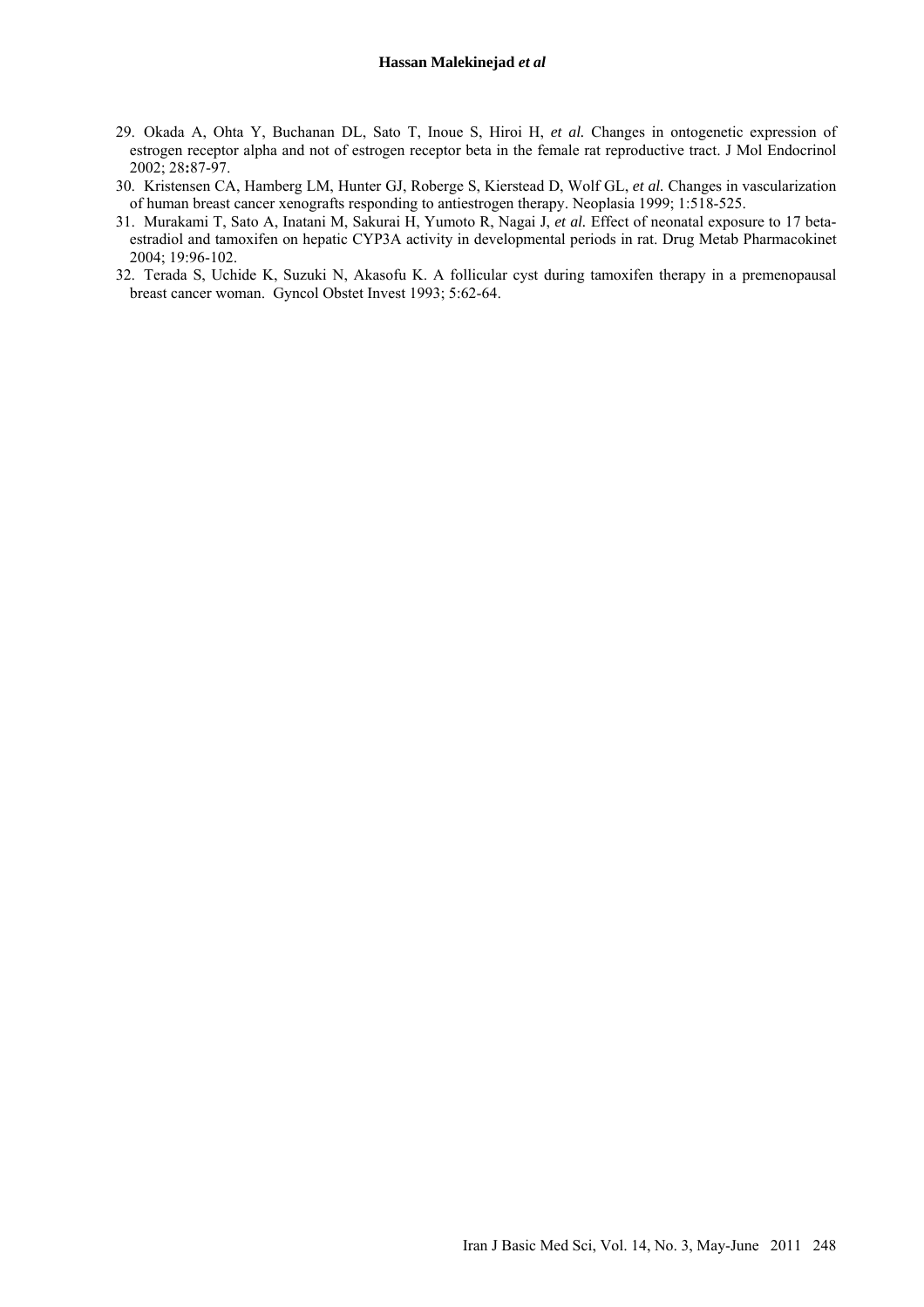29. Okada A, Ohta Y, Buchanan DL, Sato T, Inoue S, Hiroi H, *et al.* Changes in ontogenetic expression of estrogen receptor alpha and not of estrogen receptor beta in the female rat reproductive tract. J Mol Endocrinol 2002; 28**:**87-97.
30. Kristensen CA, Hamberg LM, Hunter GJ, Roberge S, Kierstead D, Wolf GL, *et al.* Changes in vascularization of human breast cancer xenografts responding to antiestrogen therapy. Neoplasia 1999; 1:518-525.
31. Murakami T, Sato A, Inatani M, Sakurai H, Yumoto R, Nagai J, *et al.* Effect of neonatal exposure to 17 beta-estradiol and tamoxifen on hepatic CYP3A activity in developmental periods in rat. Drug Metab Pharmacokinet 2004; 19:96-102.
32. Terada S, Uchide K, Suzuki N, Akasofu K. A follicular cyst during tamoxifen therapy in a premenopausal breast cancer woman. Gyncol Obstet Invest 1993; 5:62-64.